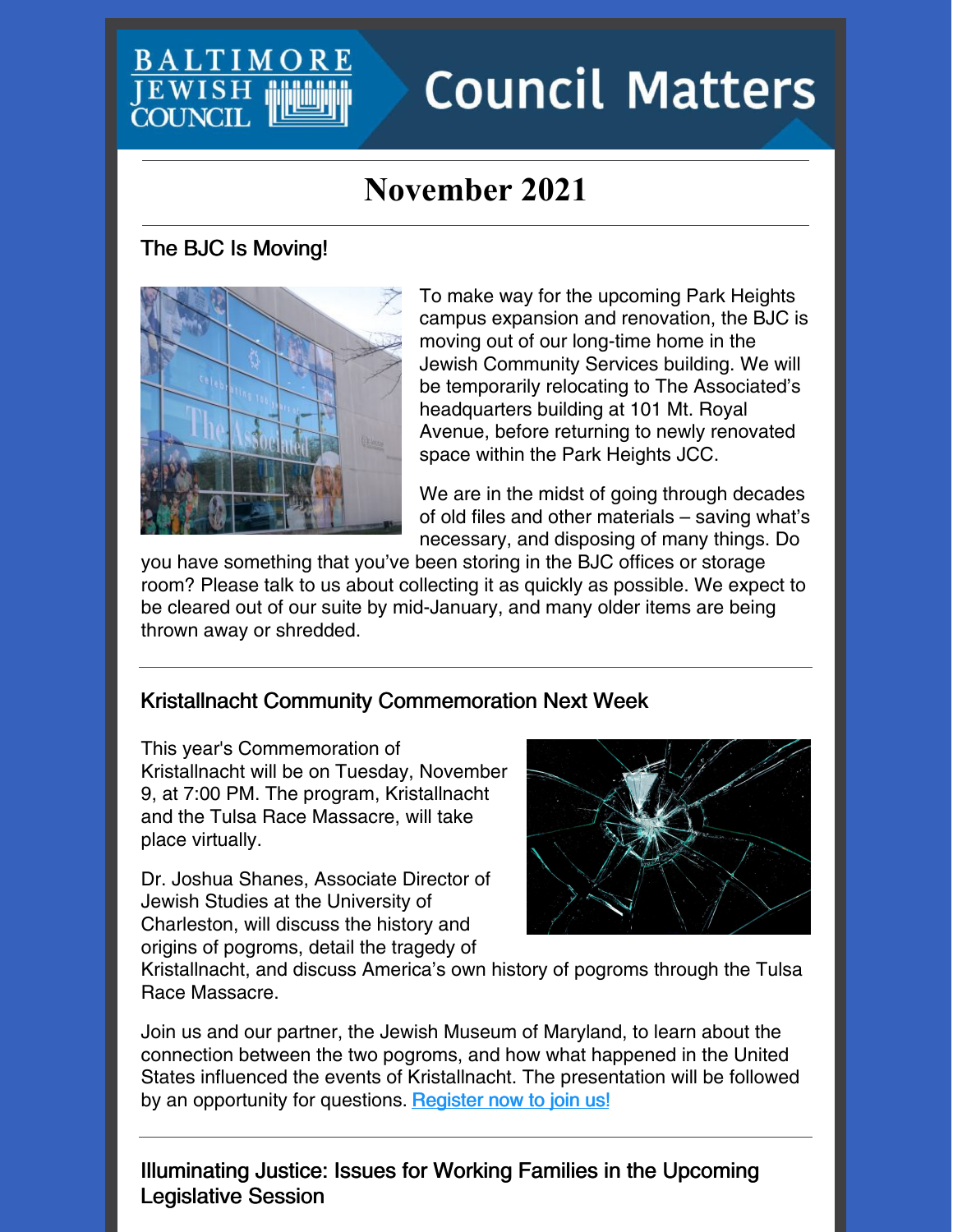# Council Matters

## November 2021

### The BJC Is Moving!

To make way for the upcoming Park Heights campus expansion and renovation, the BJC is moving out of our long-time home in the Jewish Community Services building. We will be temporarily relocating to The Associated's headquarters building at 101 Mt. Royal Avenue, before returning to newly renovated space within the Park Heights JCC.

We are in the midst of going through decades of old files and other materials – saving what's necessary, and disposing of many things. Do you have something that you've been storing in the BJC offices or storage room? Please talk to us about collecting it as quickly as possible. We expect to be cleared out of our suite by mid-January, and many older items are being thrown away or shredded.

### Kristallnacht Community Commemoration Next Week

This year's Commemoration of Kristallnacht will be on Tuesday, November 9, at 7:00 PM. The program, Kristallnacht and the Tulsa Race Massacre, will take place virtually.

Dr. Joshua Shanes, Associate Director of Jewish Studies at the University of Charleston, will discuss the history and origins of pogroms, detail the tragedy of Kristallnacht, and discuss America's own history of pogroms through the Tulsa Race Massacre.

Join us and our partner, the Jewish Museum of Maryland, to learn about the connection between the two pogroms, and how what happened in the United States influenced the events of Kristallnacht. The presentation will be followed by an opportunity for questions. Register now to join us!

### Illuminating Justice: Issues for Working Families in the Upcoming Legislative Session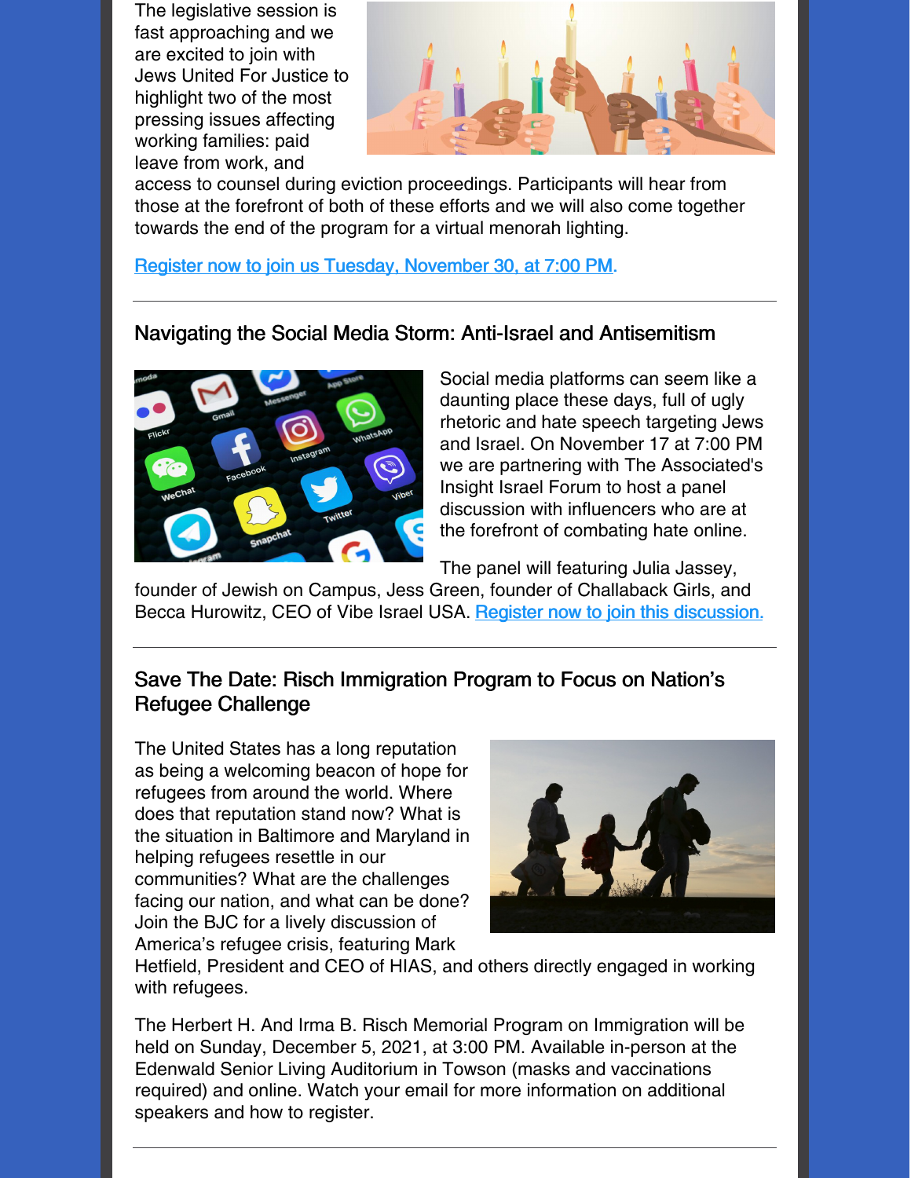The legislative session is fast approaching and we are excited to join with Jews United For Justice to highlight two of the most pressing issues affecting working families: paid leave from work, and access to counsel during eviction proceedings. Participants will hear from those at the forefront of both of these efforts and we will also come together towards the end of the program for a virtual menorah lighting.

Register now to join us Tuesday, November 30, at 7:00 PM.

---

## Navigating the Social Media Storm: Anti-Israel and Antisemitism

Social media platforms can seem like a daunting place these days, full of ugly rhetoric and hate speech targeting Jews and Israel. On November 17 at 7:00 PM we are partnering with The Associated's Insight Israel Forum to host a panel discussion with influencers who are at the forefront of combating hate online.

The panel will featuring Julia Jassey, founder of Jewish on Campus, Jess Green, founder of Challaback Girls, and Becca Hurowitz, CEO of Vibe Israel USA. Register now to join this discussion.

---

## Save The Date: Risch Immigration Program to Focus on Nation's Refugee Challenge

The United States has a long reputation as being a welcoming beacon of hope for refugees from around the world. Where does that reputation stand now? What is the situation in Baltimore and Maryland in helping refugees resettle in our communities? What are the challenges facing our nation, and what can be done? Join the BJC for a lively discussion of America's refugee crisis, featuring Mark Hetfield, President and CEO of HIAS, and others directly engaged in working with refugees.

The Herbert H. And Irma B. Risch Memorial Program on Immigration will be held on Sunday, December 5, 2021, at 3:00 PM. Available in-person at the Edenwald Senior Living Auditorium in Towson (masks and vaccinations required) and online. Watch your email for more information on additional speakers and how to register.

---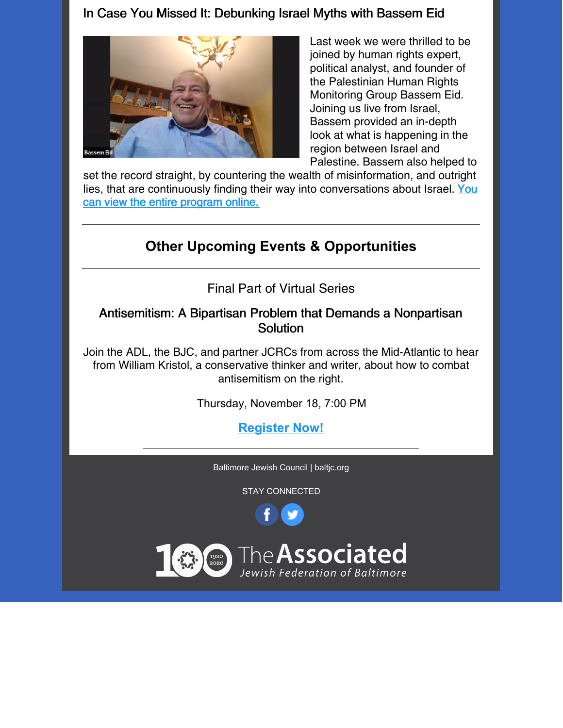## In Case You Missed It: Debunking Israel Myths with Bassem Eid

Last week we were thrilled to be joined by human rights expert, political analyst, and founder of the Palestinian Human Rights Monitoring Group Bassem Eid. Joining us live from Israel, Bassem provided an in-depth look at what is happening in the region between Israel and Palestine. Bassem also helped to set the record straight, by countering the wealth of misinformation, and outright lies, that are continuously finding their way into conversations about Israel. You can view the entire program online.

---

## Other Upcoming Events & Opportunities

---

Final Part of Virtual Series

### Antisemitism: A Bipartisan Problem that Demands a Nonpartisan Solution

Join the ADL, the BJC, and partner JCRCs from across the Mid-Atlantic to hear from William Kristol, a conservative thinker and writer, about how to combat antisemitism on the right.

Thursday, November 18, 7:00 PM

**Register Now!**

---

Baltimore Jewish Council | baltjc.org

STAY CONNECTED

100 1920 2020 The Associated Jewish Federation of Baltimore